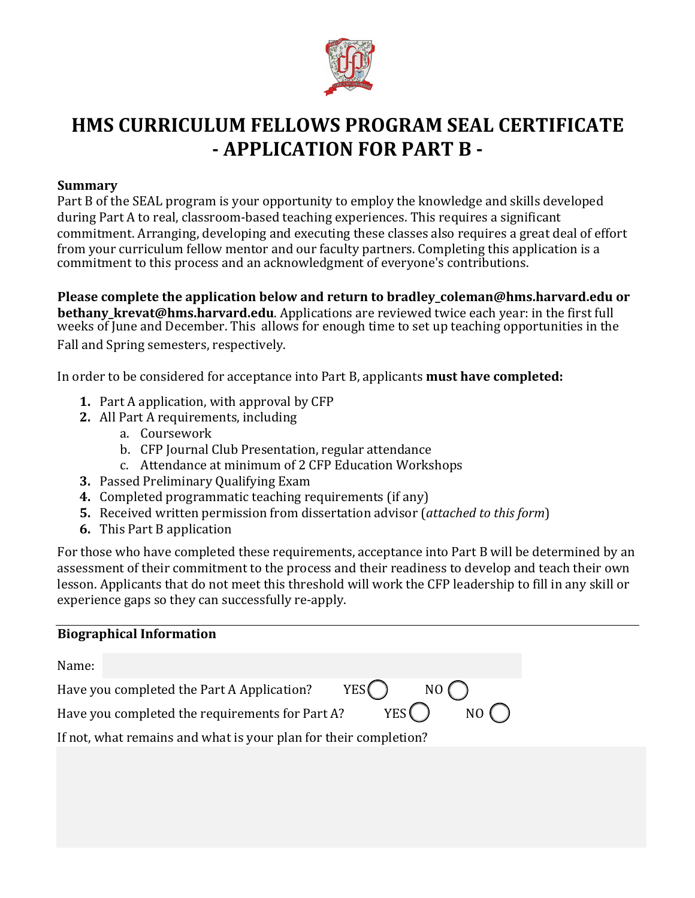# HMS CURRICULUM FELLOWS PROGRAM SEAL CERTIFICATE
# - APPLICATION FOR PART B -

**Summary**

Part B of the SEAL program is your opportunity to employ the knowledge and skills developed during Part A to real, classroom-based teaching experiences. This requires a significant commitment. Arranging, developing and executing these classes also requires a great deal of effort from your curriculum fellow mentor and our faculty partners. Completing this application is a commitment to this process and an acknowledgment of everyone's contributions.

**Please complete the application below and return to bradley_coleman@hms.harvard.edu or bethany_krevat@hms.harvard.edu**. Applications are reviewed twice each year: in the first full weeks of June and December. This allows for enough time to set up teaching opportunities in the Fall and Spring semesters, respectively.

In order to be considered for acceptance into Part B, applicants **must have completed:**

1. Part A application, with approval by CFP
2. All Part A requirements, including
   a. Coursework
   b. CFP Journal Club Presentation, regular attendance
   c. Attendance at minimum of 2 CFP Education Workshops
3. Passed Preliminary Qualifying Exam
4. Completed programmatic teaching requirements (if any)
5. Received written permission from dissertation advisor (*attached to this form*)
6. This Part B application

For those who have completed these requirements, acceptance into Part B will be determined by an assessment of their commitment to the process and their readiness to develop and teach their own lesson. Applicants that do not meet this threshold will work the CFP leadership to fill in any skill or experience gaps so they can successfully re-apply.

---

**Biographical Information**

Name:

Have you completed the Part A Application? YES ◯ NO ◯

Have you completed the requirements for Part A? YES ◯ NO ◯

If not, what remains and what is your plan for their completion?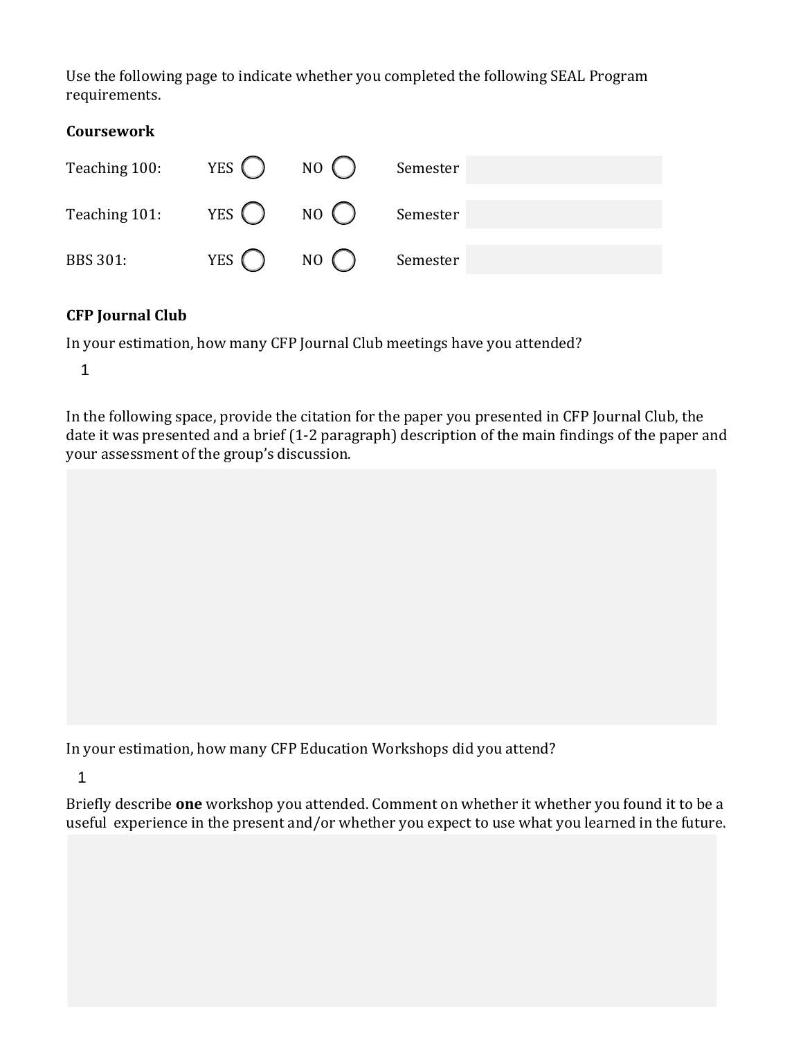Use the following page to indicate whether you completed the following SEAL Program requirements.

**Coursework**

| | | | |
|---|---|---|---|
| Teaching 100: | YES ◯ | NO ◯ | Semester |
| Teaching 101: | YES ◯ | NO ◯ | Semester |
| BBS 301: | YES ◯ | NO ◯ | Semester |

**CFP Journal Club**

In your estimation, how many CFP Journal Club meetings have you attended?

1

In the following space, provide the citation for the paper you presented in CFP Journal Club, the date it was presented and a brief (1-2 paragraph) description of the main findings of the paper and your assessment of the group's discussion.

In your estimation, how many CFP Education Workshops did you attend?

1

Briefly describe **one** workshop you attended. Comment on whether it whether you found it to be a useful experience in the present and/or whether you expect to use what you learned in the future.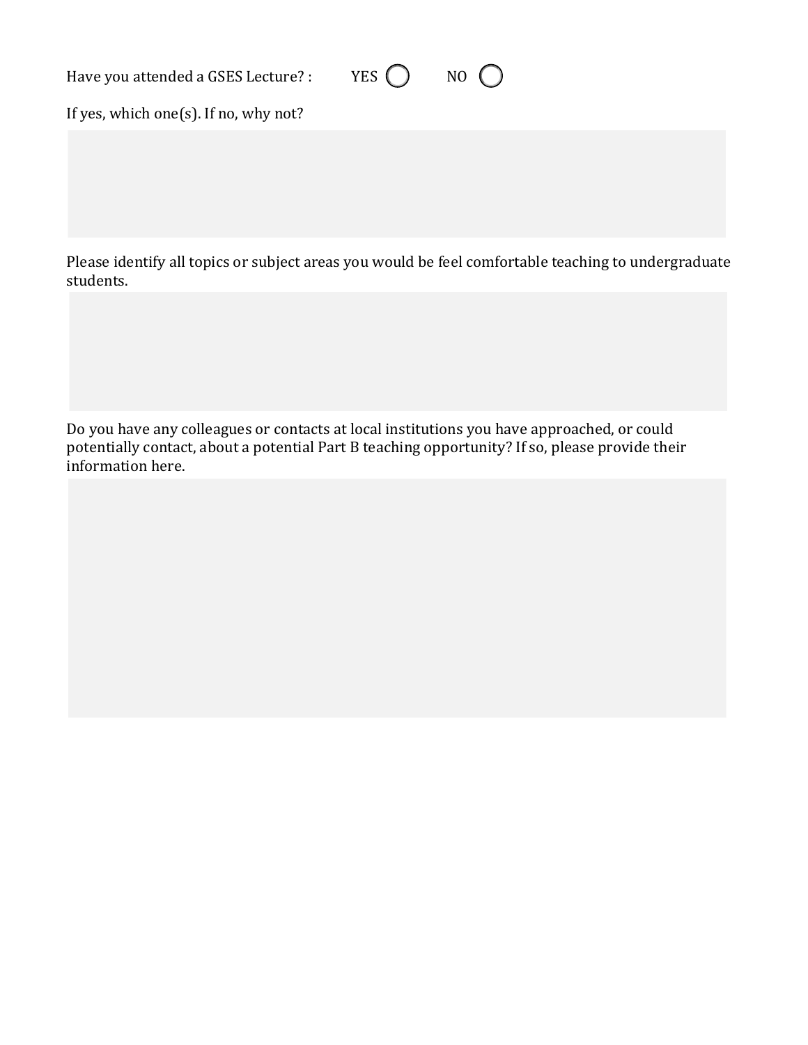Have you attended a GSES Lecture? : YES ◯ NO ◯

If yes, which one(s). If no, why not?

Please identify all topics or subject areas you would be feel comfortable teaching to undergraduate students.

Do you have any colleagues or contacts at local institutions you have approached, or could potentially contact, about a potential Part B teaching opportunity? If so, please provide their information here.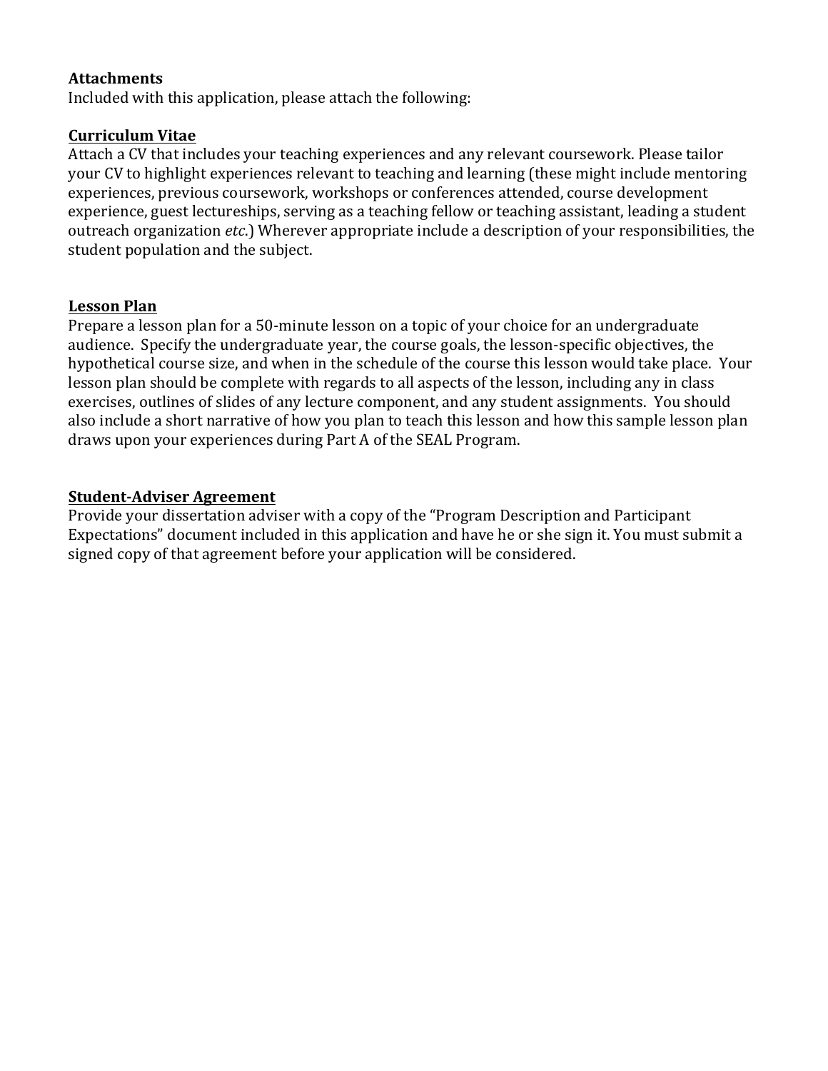**Attachments**

Included with this application, please attach the following:

**Curriculum Vitae**

Attach a CV that includes your teaching experiences and any relevant coursework. Please tailor your CV to highlight experiences relevant to teaching and learning (these might include mentoring experiences, previous coursework, workshops or conferences attended, course development experience, guest lectureships, serving as a teaching fellow or teaching assistant, leading a student outreach organization *etc*.) Wherever appropriate include a description of your responsibilities, the student population and the subject.

**Lesson Plan**

Prepare a lesson plan for a 50-minute lesson on a topic of your choice for an undergraduate audience. Specify the undergraduate year, the course goals, the lesson-specific objectives, the hypothetical course size, and when in the schedule of the course this lesson would take place. Your lesson plan should be complete with regards to all aspects of the lesson, including any in class exercises, outlines of slides of any lecture component, and any student assignments. You should also include a short narrative of how you plan to teach this lesson and how this sample lesson plan draws upon your experiences during Part A of the SEAL Program.

**Student-Adviser Agreement**

Provide your dissertation adviser with a copy of the "Program Description and Participant Expectations" document included in this application and have he or she sign it. You must submit a signed copy of that agreement before your application will be considered.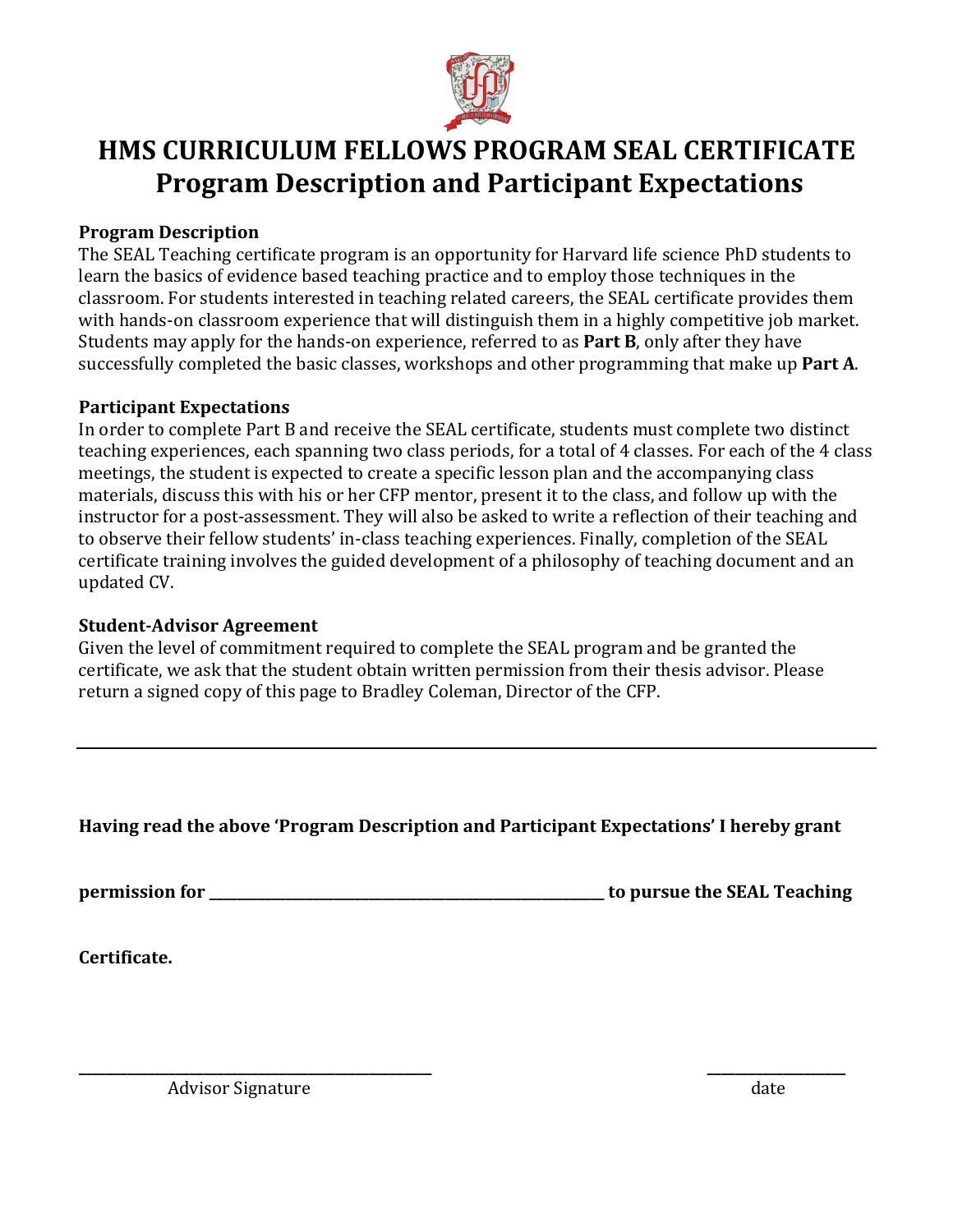# HMS CURRICULUM FELLOWS PROGRAM SEAL CERTIFICATE
# Program Description and Participant Expectations

**Program Description**
The SEAL Teaching certificate program is an opportunity for Harvard life science PhD students to learn the basics of evidence based teaching practice and to employ those techniques in the classroom. For students interested in teaching related careers, the SEAL certificate provides them with hands-on classroom experience that will distinguish them in a highly competitive job market. Students may apply for the hands-on experience, referred to as **Part B**, only after they have successfully completed the basic classes, workshops and other programming that make up **Part A**.

**Participant Expectations**
In order to complete Part B and receive the SEAL certificate, students must complete two distinct teaching experiences, each spanning two class periods, for a total of 4 classes. For each of the 4 class meetings, the student is expected to create a specific lesson plan and the accompanying class materials, discuss this with his or her CFP mentor, present it to the class, and follow up with the instructor for a post-assessment. They will also be asked to write a reflection of their teaching and to observe their fellow students' in-class teaching experiences. Finally, completion of the SEAL certificate training involves the guided development of a philosophy of teaching document and an updated CV.

**Student-Advisor Agreement**
Given the level of commitment required to complete the SEAL program and be granted the certificate, we ask that the student obtain written permission from their thesis advisor. Please return a signed copy of this page to Bradley Coleman, Director of the CFP.

---

**Having read the above 'Program Description and Participant Expectations' I hereby grant**

**permission for \_\_\_\_\_\_\_\_\_\_\_\_\_\_\_\_\_\_\_\_\_\_\_\_\_\_\_\_\_\_\_\_\_\_\_\_\_\_\_\_\_\_ to pursue the SEAL Teaching**

**Certificate.**

\_\_\_\_\_\_\_\_\_\_\_\_\_\_\_\_\_\_\_\_\_\_\_\_\_\_\_\_\_\_\_\_\_\_\_\_\_\_\_\_ \_\_\_\_\_\_\_\_\_\_\_\_\_\_\_\_

Advisor Signature date